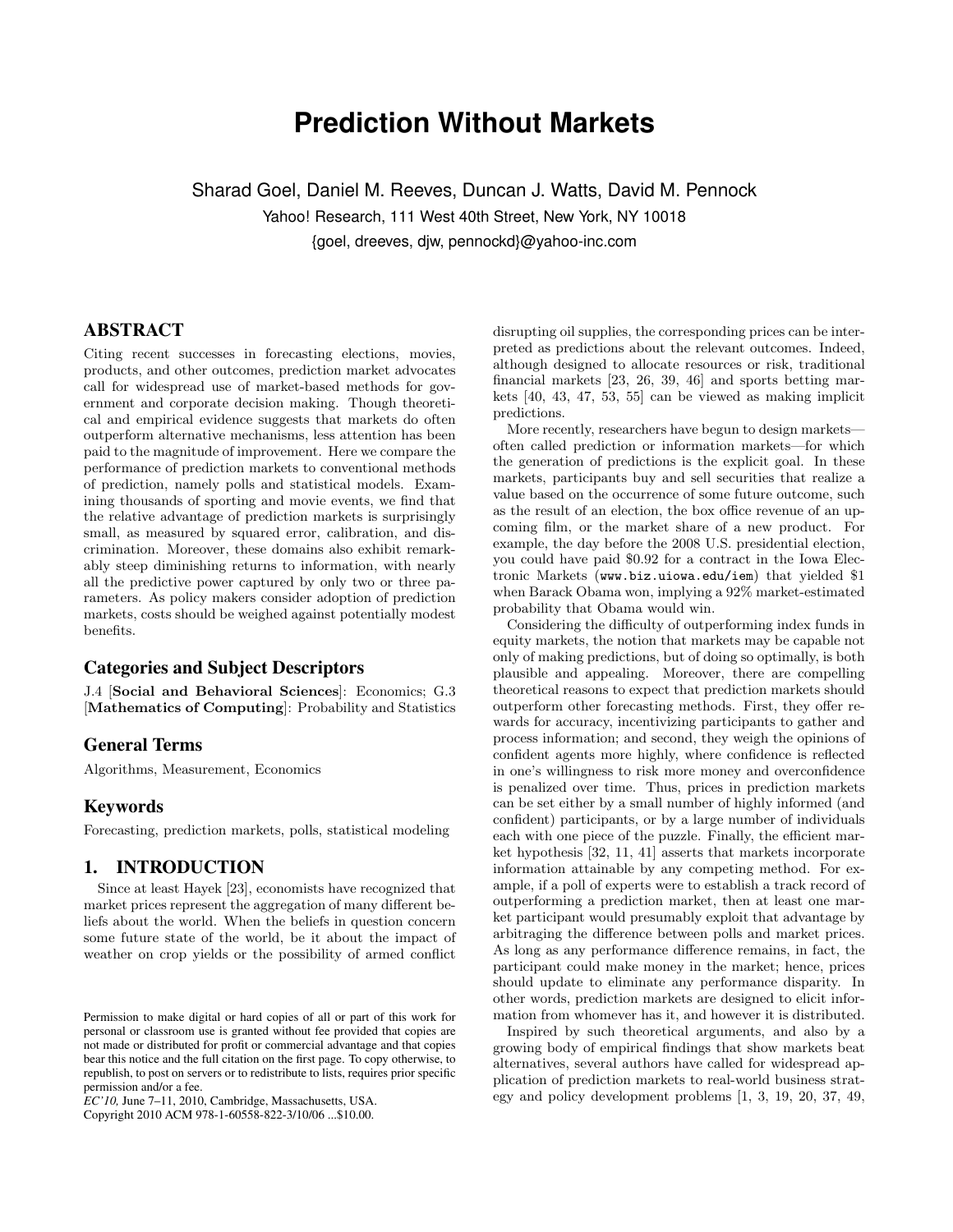# Prediction Without Markets

Sharad Goel, Daniel M. Reeves, Duncan J. Watts, David M. Pennock

Yahoo! Research, 111 West 40th Street, New York, NY 10018

{goel, dreeves, djw, pennockd}@yahoo-inc.com

## ABSTRACT

Citing recent successes in forecasting elections, movies, products, and other outcomes, prediction market advocates call for widespread use of market-based methods for government and corporate decision making. Though theoretical and empirical evidence suggests that markets do often outperform alternative mechanisms, less attention has been paid to the magnitude of improvement. Here we compare the performance of prediction markets to conventional methods of prediction, namely polls and statistical models. Examining thousands of sporting and movie events, we find that the relative advantage of prediction markets is surprisingly small, as measured by squared error, calibration, and discrimination. Moreover, these domains also exhibit remarkably steep diminishing returns to information, with nearly all the predictive power captured by only two or three parameters. As policy makers consider adoption of prediction markets, costs should be weighed against potentially modest benefits.

### Categories and Subject Descriptors

J.4 [**Social and Behavioral Sciences**]: Economics; G.3 [**Mathematics of Computing**]: Probability and Statistics

### General Terms

Algorithms, Measurement, Economics

### Keywords

Forecasting, prediction markets, polls, statistical modeling

## 1. INTRODUCTION

Since at least Hayek [23], economists have recognized that market prices represent the aggregation of many different beliefs about the world. When the beliefs in question concern some future state of the world, be it about the impact of weather on crop yields or the possibility of armed conflict disrupting oil supplies, the corresponding prices can be interpreted as predictions about the relevant outcomes. Indeed, although designed to allocate resources or risk, traditional financial markets [23, 26, 39, 46] and sports betting markets [40, 43, 47, 53, 55] can be viewed as making implicit predictions.

More recently, researchers have begun to design markets—often called prediction or information markets—for which the generation of predictions is the explicit goal. In these markets, participants buy and sell securities that realize a value based on the occurrence of some future outcome, such as the result of an election, the box office revenue of an upcoming film, or the market share of a new product. For example, the day before the 2008 U.S. presidential election, you could have paid \$0.92 for a contract in the Iowa Electronic Markets (www.biz.uiowa.edu/iem) that yielded \$1 when Barack Obama won, implying a 92% market-estimated probability that Obama would win.

Considering the difficulty of outperforming index funds in equity markets, the notion that markets may be capable not only of making predictions, but of doing so optimally, is both plausible and appealing. Moreover, there are compelling theoretical reasons to expect that prediction markets should outperform other forecasting methods. First, they offer rewards for accuracy, incentivizing participants to gather and process information; and second, they weigh the opinions of confident agents more highly, where confidence is reflected in one's willingness to risk more money and overconfidence is penalized over time. Thus, prices in prediction markets can be set either by a small number of highly informed (and confident) participants, or by a large number of individuals each with one piece of the puzzle. Finally, the efficient market hypothesis [32, 11, 41] asserts that markets incorporate information attainable by any competing method. For example, if a poll of experts were to establish a track record of outperforming a prediction market, then at least one market participant would presumably exploit that advantage by arbitraging the difference between polls and market prices. As long as any performance difference remains, in fact, the participant could make money in the market; hence, prices should update to eliminate any performance disparity. In other words, prediction markets are designed to elicit information from whomever has it, and however it is distributed.

Inspired by such theoretical arguments, and also by a growing body of empirical findings that show markets beat alternatives, several authors have called for widespread application of prediction markets to real-world business strategy and policy development problems [1, 3, 19, 20, 37, 49,

Permission to make digital or hard copies of all or part of this work for personal or classroom use is granted without fee provided that copies are not made or distributed for profit or commercial advantage and that copies bear this notice and the full citation on the first page. To copy otherwise, to republish, to post on servers or to redistribute to lists, requires prior specific permission and/or a fee.
*EC'10,* June 7–11, 2010, Cambridge, Massachusetts, USA.
Copyright 2010 ACM 978-1-60558-822-3/10/06 ...\$10.00.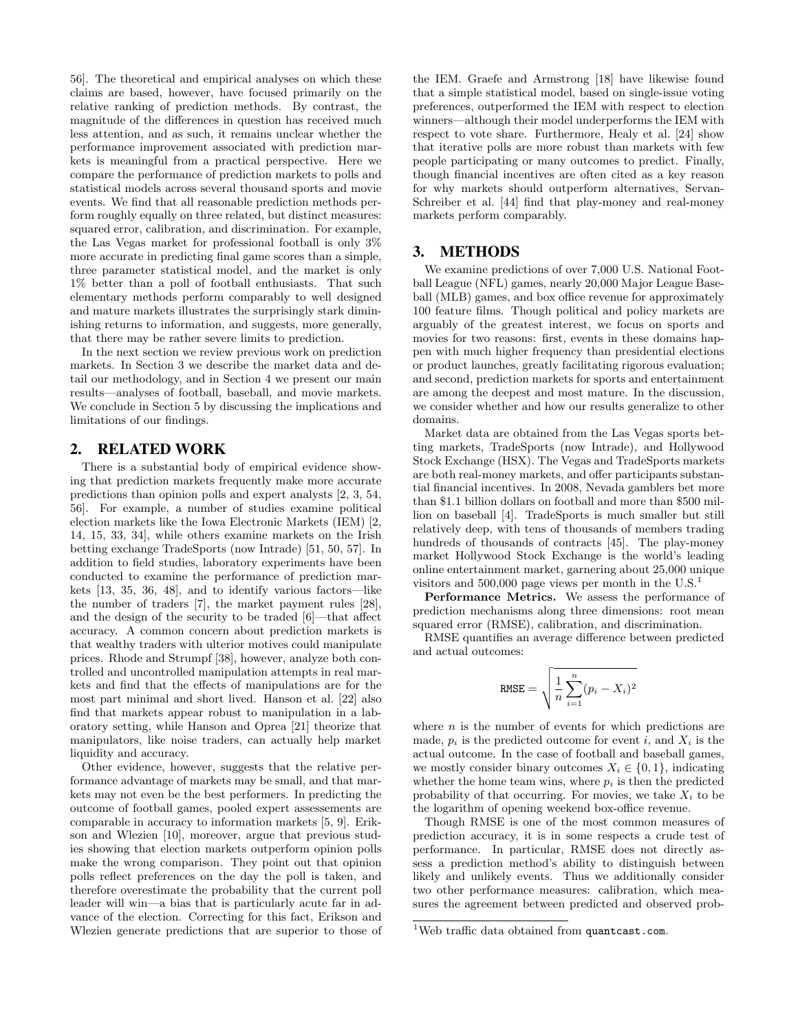56]. The theoretical and empirical analyses on which these claims are based, however, have focused primarily on the relative ranking of prediction methods. By contrast, the magnitude of the differences in question has received much less attention, and as such, it remains unclear whether the performance improvement associated with prediction markets is meaningful from a practical perspective. Here we compare the performance of prediction markets to polls and statistical models across several thousand sports and movie events. We find that all reasonable prediction methods perform roughly equally on three related, but distinct measures: squared error, calibration, and discrimination. For example, the Las Vegas market for professional football is only 3% more accurate in predicting final game scores than a simple, three parameter statistical model, and the market is only 1% better than a poll of football enthusiasts. That such elementary methods perform comparably to well designed and mature markets illustrates the surprisingly stark diminishing returns to information, and suggests, more generally, that there may be rather severe limits to prediction.

In the next section we review previous work on prediction markets. In Section 3 we describe the market data and detail our methodology, and in Section 4 we present our main results—analyses of football, baseball, and movie markets. We conclude in Section 5 by discussing the implications and limitations of our findings.

## 2. RELATED WORK

There is a substantial body of empirical evidence showing that prediction markets frequently make more accurate predictions than opinion polls and expert analysts [2, 3, 54, 56]. For example, a number of studies examine political election markets like the Iowa Electronic Markets (IEM) [2, 14, 15, 33, 34], while others examine markets on the Irish betting exchange TradeSports (now Intrade) [51, 50, 57]. In addition to field studies, laboratory experiments have been conducted to examine the performance of prediction markets [13, 35, 36, 48], and to identify various factors—like the number of traders [7], the market payment rules [28], and the design of the security to be traded [6]—that affect accuracy. A common concern about prediction markets is that wealthy traders with ulterior motives could manipulate prices. Rhode and Strumpf [38], however, analyze both controlled and uncontrolled manipulation attempts in real markets and find that the effects of manipulations are for the most part minimal and short lived. Hanson et al. [22] also find that markets appear robust to manipulation in a laboratory setting, while Hanson and Oprea [21] theorize that manipulators, like noise traders, can actually help market liquidity and accuracy.

Other evidence, however, suggests that the relative performance advantage of markets may be small, and that markets may not even be the best performers. In predicting the outcome of football games, pooled expert assessements are comparable in accuracy to information markets [5, 9]. Erikson and Wlezien [10], moreover, argue that previous studies showing that election markets outperform opinion polls make the wrong comparison. They point out that opinion polls reflect preferences on the day the poll is taken, and therefore overestimate the probability that the current poll leader will win—a bias that is particularly acute far in advance of the election. Correcting for this fact, Erikson and Wlezien generate predictions that are superior to those of the IEM. Graefe and Armstrong [18] have likewise found that a simple statistical model, based on single-issue voting preferences, outperformed the IEM with respect to election winners—although their model underperforms the IEM with respect to vote share. Furthermore, Healy et al. [24] show that iterative polls are more robust than markets with few people participating or many outcomes to predict. Finally, though financial incentives are often cited as a key reason for why markets should outperform alternatives, Servan-Schreiber et al. [44] find that play-money and real-money markets perform comparably.

## 3. METHODS

We examine predictions of over 7,000 U.S. National Football League (NFL) games, nearly 20,000 Major League Baseball (MLB) games, and box office revenue for approximately 100 feature films. Though political and policy markets are arguably of the greatest interest, we focus on sports and movies for two reasons: first, events in these domains happen with much higher frequency than presidential elections or product launches, greatly facilitating rigorous evaluation; and second, prediction markets for sports and entertainment are among the deepest and most mature. In the discussion, we consider whether and how our results generalize to other domains.

Market data are obtained from the Las Vegas sports betting markets, TradeSports (now Intrade), and Hollywood Stock Exchange (HSX). The Vegas and TradeSports markets are both real-money markets, and offer participants substantial financial incentives. In 2008, Nevada gamblers bet more than \$1.1 billion dollars on football and more than \$500 million on baseball [4]. TradeSports is much smaller but still relatively deep, with tens of thousands of members trading hundreds of thousands of contracts [45]. The play-money market Hollywood Stock Exchange is the world's leading online entertainment market, garnering about 25,000 unique visitors and 500,000 page views per month in the U.S.[1]

**Performance Metrics.** We assess the performance of prediction mechanisms along three dimensions: root mean squared error (RMSE), calibration, and discrimination.

RMSE quantifies an average difference between predicted and actual outcomes:

$$\texttt{RMSE} = \sqrt{\frac{1}{n}\sum_{i=1}^{n}(p_i - X_i)^2}$$

where $n$ is the number of events for which predictions are made, $p_i$ is the predicted outcome for event $i$, and $X_i$ is the actual outcome. In the case of football and baseball games, we mostly consider binary outcomes $X_i \in \{0, 1\}$, indicating whether the home team wins, where $p_i$ is then the predicted probability of that occurring. For movies, we take $X_i$ to be the logarithm of opening weekend box-office revenue.

Though RMSE is one of the most common measures of prediction accuracy, it is in some respects a crude test of performance. In particular, RMSE does not directly assess a prediction method's ability to distinguish between likely and unlikely events. Thus we additionally consider two other performance measures: calibration, which measures the agreement between predicted and observed prob-

[1] Web traffic data obtained from quantcast.com.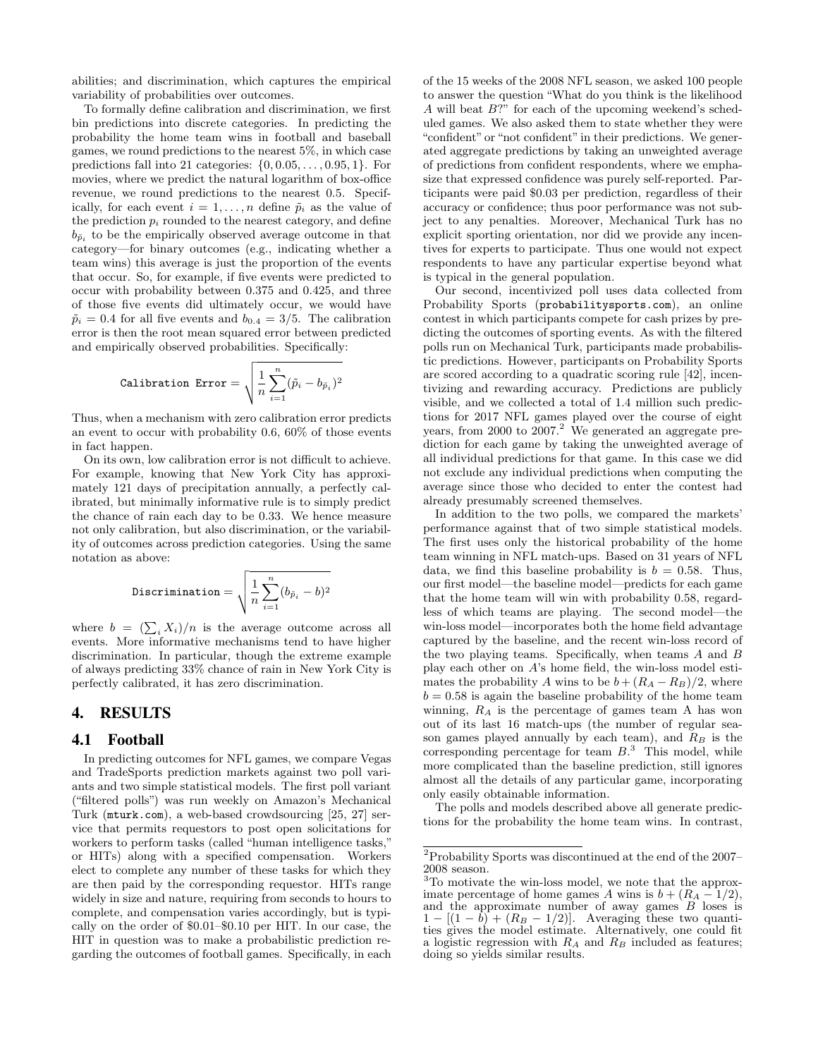abilities; and discrimination, which captures the empirical variability of probabilities over outcomes.

To formally define calibration and discrimination, we first bin predictions into discrete categories. In predicting the probability the home team wins in football and baseball games, we round predictions to the nearest 5%, in which case predictions fall into 21 categories: $\{0, 0.05, \ldots, 0.95, 1\}$. For movies, where we predict the natural logarithm of box-office revenue, we round predictions to the nearest 0.5. Specifically, for each event $i = 1, \ldots, n$ define $\tilde{p}_i$ as the value of the prediction $p_i$ rounded to the nearest category, and define $b_{\tilde{p}_i}$ to be the empirically observed average outcome in that category—for binary outcomes (e.g., indicating whether a team wins) this average is just the proportion of the events that occur. So, for example, if five events were predicted to occur with probability between 0.375 and 0.425, and three of those five events did ultimately occur, we would have $\tilde{p}_i = 0.4$ for all five events and $b_{0.4} = 3/5$. The calibration error is then the root mean squared error between predicted and empirically observed probabilities. Specifically:

$$\texttt{Calibration Error} = \sqrt{\frac{1}{n}\sum_{i=1}^{n}(\tilde{p}_i - b_{\tilde{p}_i})^2}$$

Thus, when a mechanism with zero calibration error predicts an event to occur with probability 0.6, 60% of those events in fact happen.

On its own, low calibration error is not difficult to achieve. For example, knowing that New York City has approximately 121 days of precipitation annually, a perfectly calibrated, but minimally informative rule is to simply predict the chance of rain each day to be 0.33. We hence measure not only calibration, but also discrimination, or the variability of outcomes across prediction categories. Using the same notation as above:

$$\texttt{Discrimination} = \sqrt{\frac{1}{n}\sum_{i=1}^{n}(b_{\tilde{p}_i} - b)^2}$$

where $b = (\sum_i X_i)/n$ is the average outcome across all events. More informative mechanisms tend to have higher discrimination. In particular, though the extreme example of always predicting 33% chance of rain in New York City is perfectly calibrated, it has zero discrimination.

# 4. RESULTS

## 4.1 Football

In predicting outcomes for NFL games, we compare Vegas and TradeSports prediction markets against two poll variants and two simple statistical models. The first poll variant ("filtered polls") was run weekly on Amazon's Mechanical Turk (mturk.com), a web-based crowdsourcing [25, 27] service that permits requestors to post open solicitations for workers to perform tasks (called "human intelligence tasks," or HITs) along with a specified compensation. Workers elect to complete any number of these tasks for which they are then paid by the corresponding requestor. HITs range widely in size and nature, requiring from seconds to hours to complete, and compensation varies accordingly, but is typically on the order of \$0.01–\$0.10 per HIT. In our case, the HIT in question was to make a probabilistic prediction regarding the outcomes of football games. Specifically, in each of the 15 weeks of the 2008 NFL season, we asked 100 people to answer the question "What do you think is the likelihood $A$ will beat $B$?" for each of the upcoming weekend's scheduled games. We also asked them to state whether they were "confident" or "not confident" in their predictions. We generated aggregate predictions by taking an unweighted average of predictions from confident respondents, where we emphasize that expressed confidence was purely self-reported. Participants were paid \$0.03 per prediction, regardless of their accuracy or confidence; thus poor performance was not subject to any penalties. Moreover, Mechanical Turk has no explicit sporting orientation, nor did we provide any incentives for experts to participate. Thus one would not expect respondents to have any particular expertise beyond what is typical in the general population.

Our second, incentivized poll uses data collected from Probability Sports (probabilitysports.com), an online contest in which participants compete for cash prizes by predicting the outcomes of sporting events. As with the filtered polls run on Mechanical Turk, participants made probabilistic predictions. However, participants on Probability Sports are scored according to a quadratic scoring rule [42], incentivizing and rewarding accuracy. Predictions are publicly visible, and we collected a total of 1.4 million such predictions for 2017 NFL games played over the course of eight years, from 2000 to 2007.[2] We generated an aggregate prediction for each game by taking the unweighted average of all individual predictions for that game. In this case we did not exclude any individual predictions when computing the average since those who decided to enter the contest had already presumably screened themselves.

In addition to the two polls, we compared the markets' performance against that of two simple statistical models. The first uses only the historical probability of the home team winning in NFL match-ups. Based on 31 years of NFL data, we find this baseline probability is $b = 0.58$. Thus, our first model—the baseline model—predicts for each game that the home team will win with probability 0.58, regardless of which teams are playing. The second model—the win-loss model—incorporates both the home field advantage captured by the baseline, and the recent win-loss record of the two playing teams. Specifically, when teams $A$ and $B$ play each other on $A$'s home field, the win-loss model estimates the probability $A$ wins to be $b + (R_A - R_B)/2$, where $b = 0.58$ is again the baseline probability of the home team winning, $R_A$ is the percentage of games team A has won out of its last 16 match-ups (the number of regular season games played annually by each team), and $R_B$ is the corresponding percentage for team $B$.[3] This model, while more complicated than the baseline prediction, still ignores almost all the details of any particular game, incorporating only easily obtainable information.

The polls and models described above all generate predictions for the probability the home team wins. In contrast,

[2] Probability Sports was discontinued at the end of the 2007–2008 season.

[3] To motivate the win-loss model, we note that the approximate percentage of home games $A$ wins is $b + (R_A - 1/2)$, and the approximate number of away games $B$ loses is $1 - [(1 - b) + (R_B - 1/2)]$. Averaging these two quantities gives the model estimate. Alternatively, one could fit a logistic regression with $R_A$ and $R_B$ included as features; doing so yields similar results.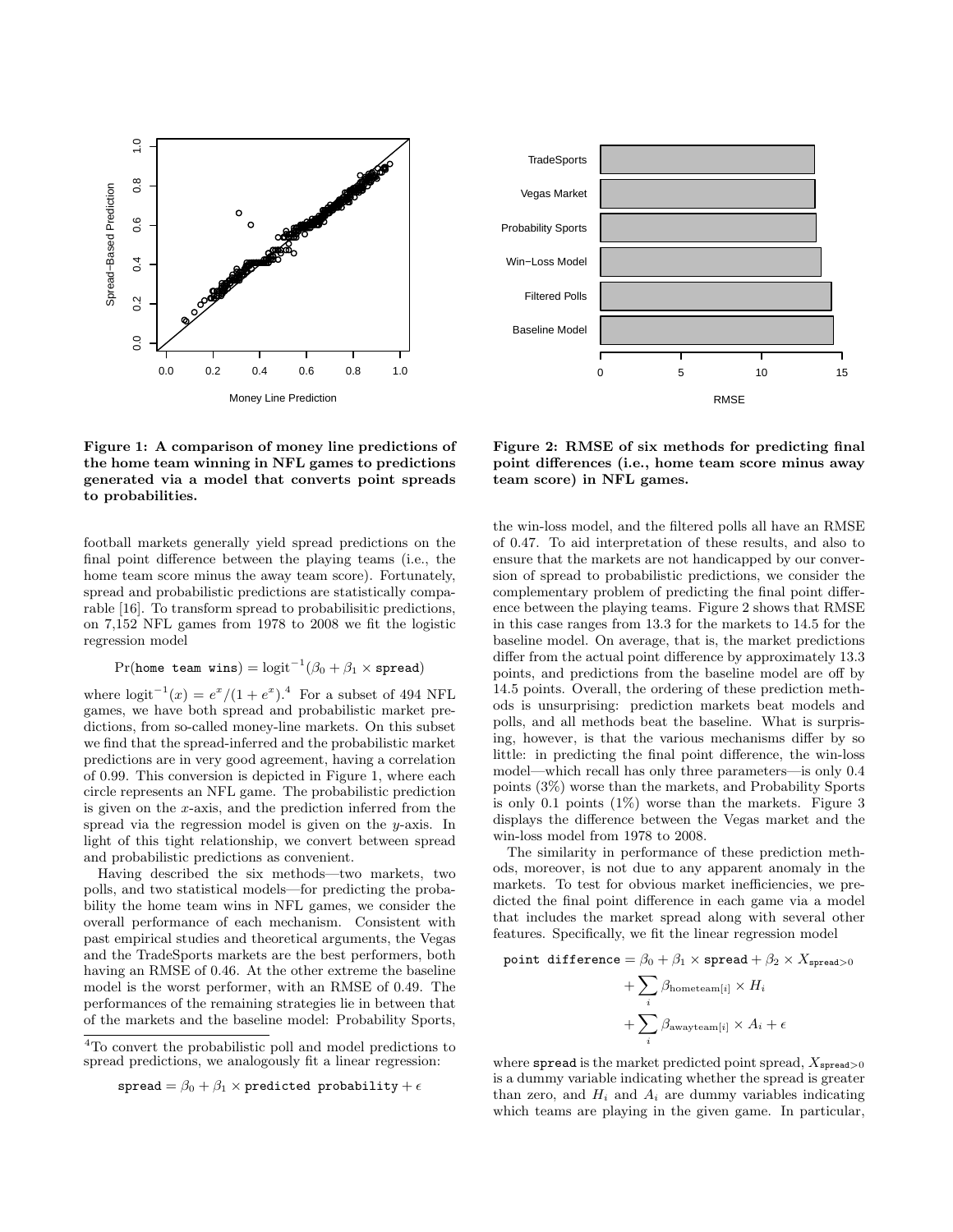Figure 1: A comparison of money line predictions of the home team winning in NFL games to predictions generated via a model that converts point spreads to probabilities.

Figure 2: RMSE of six methods for predicting final point differences (i.e., home team score minus away team score) in NFL games.

football markets generally yield spread predictions on the final point difference between the playing teams (i.e., the home team score minus the away team score). Fortunately, spread and probabilistic predictions are statistically comparable [16]. To transform spread to probabilisitic predictions, on 7,152 NFL games from 1978 to 2008 we fit the logistic regression model

$$\Pr(\texttt{home team wins}) = \text{logit}^{-1}(\beta_0 + \beta_1 \times \texttt{spread})$$

where $\text{logit}^{-1}(x) = e^x/(1+e^x)$.[4] For a subset of 494 NFL games, we have both spread and probabilistic market predictions, from so-called money-line markets. On this subset we find that the spread-inferred and the probabilistic market predictions are in very good agreement, having a correlation of 0.99. This conversion is depicted in Figure 1, where each circle represents an NFL game. The probabilistic prediction is given on the $x$-axis, and the prediction inferred from the spread via the regression model is given on the $y$-axis. In light of this tight relationship, we convert between spread and probabilistic predictions as convenient.

Having described the six methods—two markets, two polls, and two statistical models—for predicting the probability the home team wins in NFL games, we consider the overall performance of each mechanism. Consistent with past empirical studies and theoretical arguments, the Vegas and the TradeSports markets are the best performers, both having an RMSE of 0.46. At the other extreme the baseline model is the worst performer, with an RMSE of 0.49. The performances of the remaining strategies lie in between that of the markets and the baseline model: Probability Sports, the win-loss model, and the filtered polls all have an RMSE of 0.47. To aid interpretation of these results, and also to ensure that the markets are not handicapped by our conversion of spread to probabilistic predictions, we consider the complementary problem of predicting the final point difference between the playing teams. Figure 2 shows that RMSE in this case ranges from 13.3 for the markets to 14.5 for the baseline model. On average, that is, the market predictions differ from the actual point difference by approximately 13.3 points, and predictions from the baseline model are off by 14.5 points. Overall, the ordering of these prediction methods is unsurprising: prediction markets beat models and polls, and all methods beat the baseline. What is surprising, however, is that the various mechanisms differ by so little: in predicting the final point difference, the win-loss model—which recall has only three parameters—is only 0.4 points (3%) worse than the markets, and Probability Sports is only 0.1 points (1%) worse than the markets. Figure 3 displays the difference between the Vegas market and the win-loss model from 1978 to 2008.

The similarity in performance of these prediction methods, moreover, is not due to any apparent anomaly in the markets. To test for obvious market inefficiencies, we predicted the final point difference in each game via a model that includes the market spread along with several other features. Specifically, we fit the linear regression model

$$\begin{aligned}\texttt{point difference} = \beta_0 + \beta_1 \times \texttt{spread} + \beta_2 \times X_{\texttt{spread}>0} \\ + \sum_i \beta_{\text{hometeam}[i]} \times H_i \\ + \sum_i \beta_{\text{awayteam}[i]} \times A_i + \epsilon\end{aligned}$$

where spread is the market predicted point spread, $X_{\texttt{spread}>0}$ is a dummy variable indicating whether the spread is greater than zero, and $H_i$ and $A_i$ are dummy variables indicating which teams are playing in the given game. In particular,

---

[4] To convert the probabilistic poll and model predictions to spread predictions, we analogously fit a linear regression:

$$\texttt{spread} = \beta_0 + \beta_1 \times \texttt{predicted probability} + \epsilon$$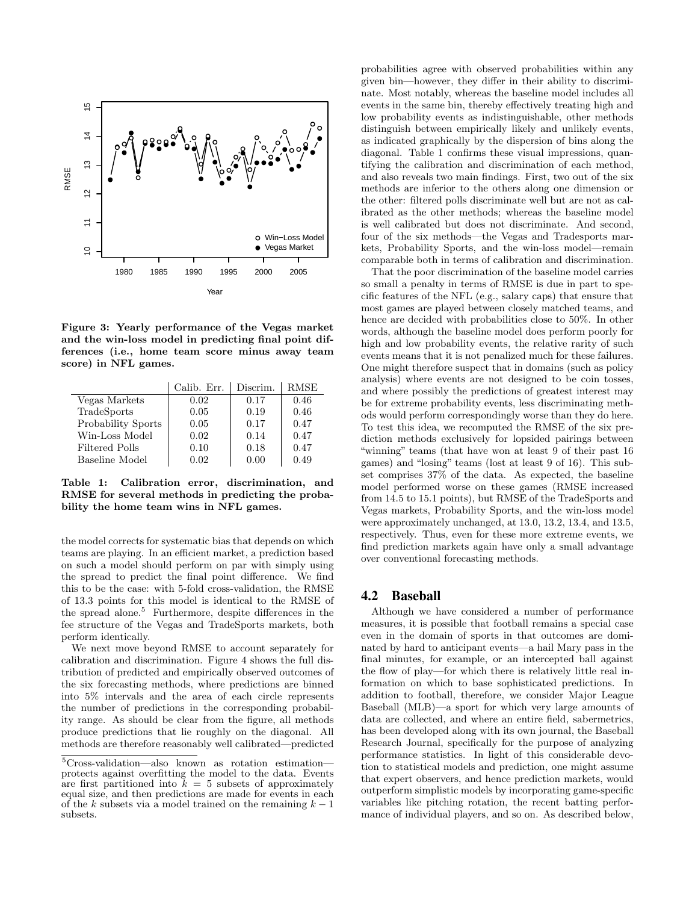**Figure 3: Yearly performance of the Vegas market and the win-loss model in predicting final point differences (i.e., home team score minus away team score) in NFL games.**

| | Calib. Err. | Discrim. | RMSE |
|---|---|---|---|
| Vegas Markets | 0.02 | 0.17 | 0.46 |
| TradeSports | 0.05 | 0.19 | 0.46 |
| Probability Sports | 0.05 | 0.17 | 0.47 |
| Win-Loss Model | 0.02 | 0.14 | 0.47 |
| Filtered Polls | 0.10 | 0.18 | 0.47 |
| Baseline Model | 0.02 | 0.00 | 0.49 |

**Table 1: Calibration error, discrimination, and RMSE for several methods in predicting the probability the home team wins in NFL games.**

the model corrects for systematic bias that depends on which teams are playing. In an efficient market, a prediction based on such a model should perform on par with simply using the spread to predict the final point difference. We find this to be the case: with 5-fold cross-validation, the RMSE of 13.3 points for this model is identical to the RMSE of the spread alone.[5] Furthermore, despite differences in the fee structure of the Vegas and TradeSports markets, both perform identically.

We next move beyond RMSE to account separately for calibration and discrimination. Figure 4 shows the full distribution of predicted and empirically observed outcomes of the six forecasting methods, where predictions are binned into 5% intervals and the area of each circle represents the number of predictions in the corresponding probability range. As should be clear from the figure, all methods produce predictions that lie roughly on the diagonal. All methods are therefore reasonably well calibrated—predicted probabilities agree with observed probabilities within any given bin—however, they differ in their ability to discriminate. Most notably, whereas the baseline model includes all events in the same bin, thereby effectively treating high and low probability events as indistinguishable, other methods distinguish between empirically likely and unlikely events, as indicated graphically by the dispersion of bins along the diagonal. Table 1 confirms these visual impressions, quantifying the calibration and discrimination of each method, and also reveals two main findings. First, two out of the six methods are inferior to the others along one dimension or the other: filtered polls discriminate well but are not as calibrated as the other methods; whereas the baseline model is well calibrated but does not discriminate. And second, four of the six methods—the Vegas and Tradesports markets, Probability Sports, and the win-loss model—remain comparable both in terms of calibration and discrimination.

That the poor discrimination of the baseline model carries so small a penalty in terms of RMSE is due in part to specific features of the NFL (e.g., salary caps) that ensure that most games are played between closely matched teams, and hence are decided with probabilities close to 50%. In other words, although the baseline model does perform poorly for high and low probability events, the relative rarity of such events means that it is not penalized much for these failures. One might therefore suspect that in domains (such as policy analysis) where events are not designed to be coin tosses, and where possibly the predictions of greatest interest may be for extreme probability events, less discriminating methods would perform correspondingly worse than they do here. To test this idea, we recomputed the RMSE of the six prediction methods exclusively for lopsided pairings between "winning" teams (that have won at least 9 of their past 16 games) and "losing" teams (lost at least 9 of 16). This subset comprises 37% of the data. As expected, the baseline model performed worse on these games (RMSE increased from 14.5 to 15.1 points), but RMSE of the TradeSports and Vegas markets, Probability Sports, and the win-loss model were approximately unchanged, at 13.0, 13.2, 13.4, and 13.5, respectively. Thus, even for these more extreme events, we find prediction markets again have only a small advantage over conventional forecasting methods.

## 4.2 Baseball

Although we have considered a number of performance measures, it is possible that football remains a special case even in the domain of sports in that outcomes are dominated by hard to anticipant events—a hail Mary pass in the final minutes, for example, or an intercepted ball against the flow of play—for which there is relatively little real information on which to base sophisticated predictions. In addition to football, therefore, we consider Major League Baseball (MLB)—a sport for which very large amounts of data are collected, and where an entire field, sabermetrics, has been developed along with its own journal, the Baseball Research Journal, specifically for the purpose of analyzing performance statistics. In light of this considerable devotion to statistical models and prediction, one might assume that expert observers, and hence prediction markets, would outperform simplistic models by incorporating game-specific variables like pitching rotation, the recent batting performance of individual players, and so on. As described below,

[5] Cross-validation—also known as rotation estimation—protects against overfitting the model to the data. Events are first partitioned into $k = 5$ subsets of approximately equal size, and then predictions are made for events in each of the $k$ subsets via a model trained on the remaining $k - 1$ subsets.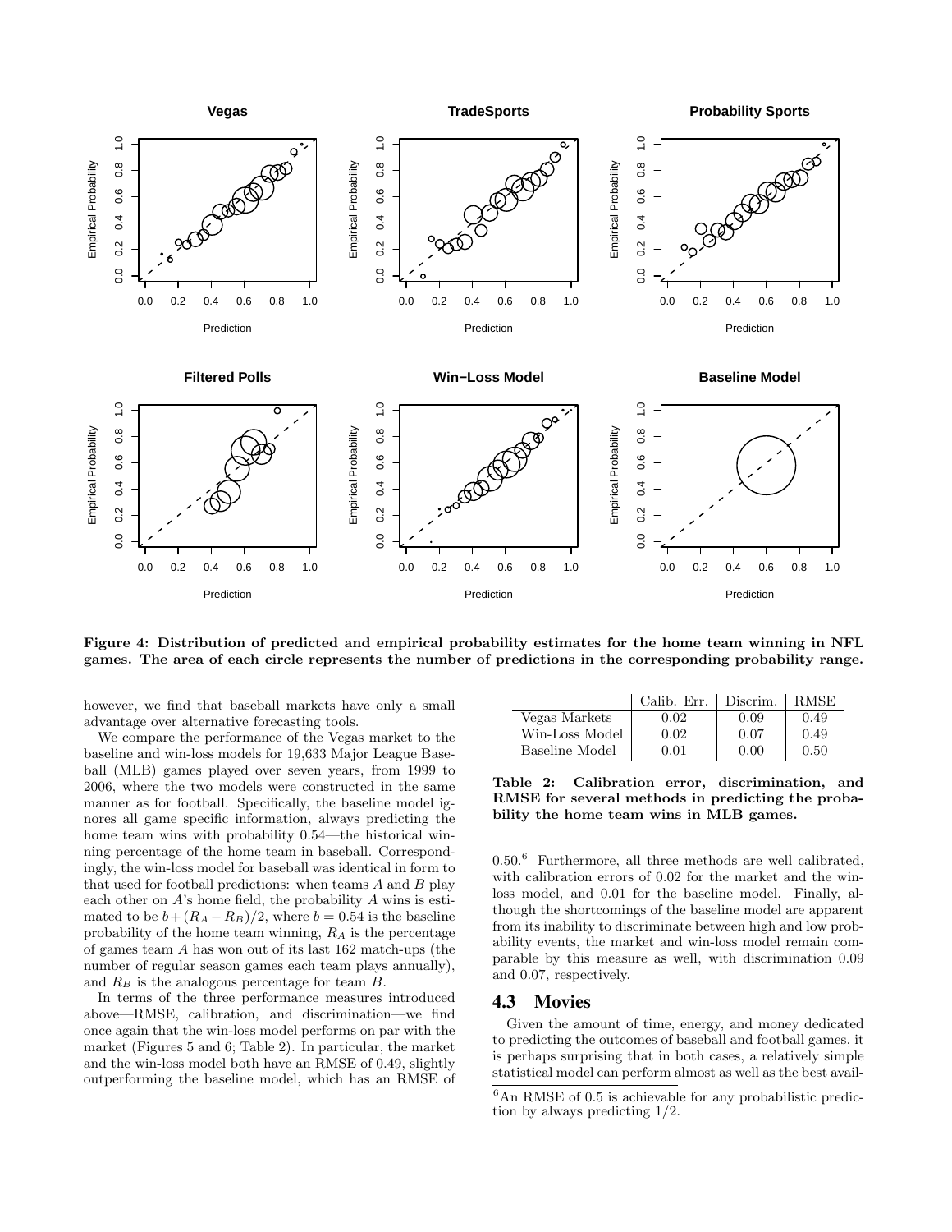**Figure 4: Distribution of predicted and empirical probability estimates for the home team winning in NFL games. The area of each circle represents the number of predictions in the corresponding probability range.**

however, we find that baseball markets have only a small advantage over alternative forecasting tools.

We compare the performance of the Vegas market to the baseline and win-loss models for 19,633 Major League Baseball (MLB) games played over seven years, from 1999 to 2006, where the two models were constructed in the same manner as for football. Specifically, the baseline model ignores all game specific information, always predicting the home team wins with probability 0.54—the historical winning percentage of the home team in baseball. Correspondingly, the win-loss model for baseball was identical in form to that used for football predictions: when teams $A$ and $B$ play each other on $A$'s home field, the probability $A$ wins is estimated to be $b+(R_A-R_B)/2$, where $b = 0.54$ is the baseline probability of the home team winning, $R_A$ is the percentage of games team $A$ has won out of its last 162 match-ups (the number of regular season games each team plays annually), and $R_B$ is the analogous percentage for team $B$.

In terms of the three performance measures introduced above—RMSE, calibration, and discrimination—we find once again that the win-loss model performs on par with the market (Figures 5 and 6; Table 2). In particular, the market and the win-loss model both have an RMSE of 0.49, slightly outperforming the baseline model, which has an RMSE of 0.50.[6] Furthermore, all three methods are well calibrated, with calibration errors of 0.02 for the market and the win-loss model, and 0.01 for the baseline model. Finally, although the shortcomings of the baseline model are apparent from its inability to discriminate between high and low probability events, the market and win-loss model remain comparable by this measure as well, with discrimination 0.09 and 0.07, respectively.

| | Calib. Err. | Discrim. | RMSE |
|---|---|---|---|
| Vegas Markets | 0.02 | 0.09 | 0.49 |
| Win-Loss Model | 0.02 | 0.07 | 0.49 |
| Baseline Model | 0.01 | 0.00 | 0.50 |

**Table 2: Calibration error, discrimination, and RMSE for several methods in predicting the probability the home team wins in MLB games.**

## 4.3 Movies

Given the amount of time, energy, and money dedicated to predicting the outcomes of baseball and football games, it is perhaps surprising that in both cases, a relatively simple statistical model can perform almost as well as the best avail-

[6] An RMSE of 0.5 is achievable for any probabilistic prediction by always predicting 1/2.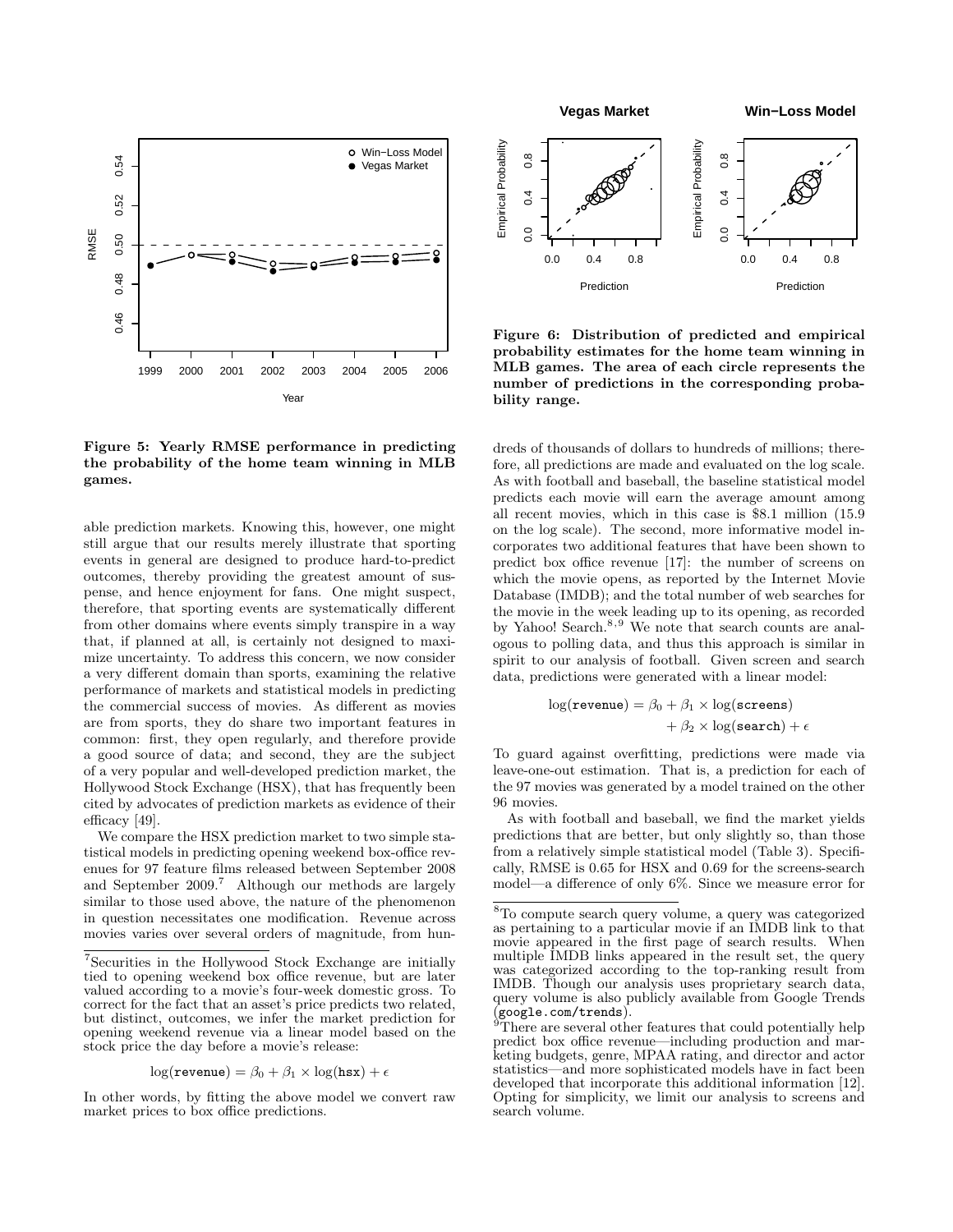Figure 5: Yearly RMSE performance in predicting the probability of the home team winning in MLB games.

Figure 6: Distribution of predicted and empirical probability estimates for the home team winning in MLB games. The area of each circle represents the number of predictions in the corresponding probability range.

able prediction markets. Knowing this, however, one might still argue that our results merely illustrate that sporting events in general are designed to produce hard-to-predict outcomes, thereby providing the greatest amount of suspense, and hence enjoyment for fans. One might suspect, therefore, that sporting events are systematically different from other domains where events simply transpire in a way that, if planned at all, is certainly not designed to maximize uncertainty. To address this concern, we now consider a very different domain than sports, examining the relative performance of markets and statistical models in predicting the commercial success of movies. As different as movies are from sports, they do share two important features in common: first, they open regularly, and therefore provide a good source of data; and second, they are the subject of a very popular and well-developed prediction market, the Hollywood Stock Exchange (HSX), that has frequently been cited by advocates of prediction markets as evidence of their efficacy [49].

We compare the HSX prediction market to two simple statistical models in predicting opening weekend box-office revenues for 97 feature films released between September 2008 and September 2009.[7] Although our methods are largely similar to those used above, the nature of the phenomenon in question necessitates one modification. Revenue across movies varies over several orders of magnitude, from hundreds of thousands of dollars to hundreds of millions; therefore, all predictions are made and evaluated on the log scale. As with football and baseball, the baseline statistical model predicts each movie will earn the average amount among all recent movies, which in this case is \$8.1 million (15.9 on the log scale). The second, more informative model incorporates two additional features that have been shown to predict box office revenue [17]: the number of screens on which the movie opens, as reported by the Internet Movie Database (IMDB); and the total number of web searches for the movie in the week leading up to its opening, as recorded by Yahoo! Search.[8,9] We note that search counts are analogous to polling data, and thus this approach is similar in spirit to our analysis of football. Given screen and search data, predictions were generated with a linear model:

$$\log(\texttt{revenue}) = \beta_0 + \beta_1 \times \log(\texttt{screens}) + \beta_2 \times \log(\texttt{search}) + \epsilon$$

To guard against overfitting, predictions were made via leave-one-out estimation. That is, a prediction for each of the 97 movies was generated by a model trained on the other 96 movies.

As with football and baseball, we find the market yields predictions that are better, but only slightly so, than those from a relatively simple statistical model (Table 3). Specifically, RMSE is 0.65 for HSX and 0.69 for the screens-search model—a difference of only 6%. Since we measure error for

---

[7] Securities in the Hollywood Stock Exchange are initially tied to opening weekend box office revenue, but are later valued according to a movie's four-week domestic gross. To correct for the fact that an asset's price predicts two related, but distinct, outcomes, we infer the market prediction for opening weekend revenue via a linear model based on the stock price the day before a movie's release:

$$\log(\texttt{revenue}) = \beta_0 + \beta_1 \times \log(\texttt{hsx}) + \epsilon$$

In other words, by fitting the above model we convert raw market prices to box office predictions.

[8] To compute search query volume, a query was categorized as pertaining to a particular movie if an IMDB link to that movie appeared in the first page of search results. When multiple IMDB links appeared in the result set, the query was categorized according to the top-ranking result from IMDB. Though our analysis uses proprietary search data, query volume is also publicly available from Google Trends (`google.com/trends`).

[9] There are several other features that could potentially help predict box office revenue—including production and marketing budgets, genre, MPAA rating, and director and actor statistics—and more sophisticated models have in fact been developed that incorporate this additional information [12]. Opting for simplicity, we limit our analysis to screens and search volume.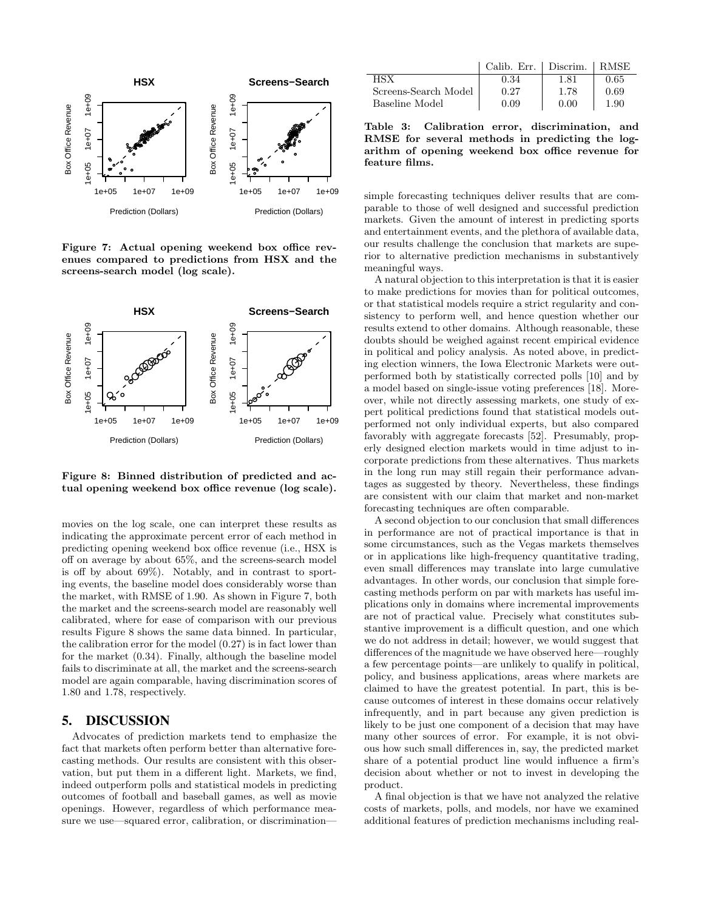Figure 7: Actual opening weekend box office revenues compared to predictions from HSX and the screens-search model (log scale).

Figure 8: Binned distribution of predicted and actual opening weekend box office revenue (log scale).

movies on the log scale, one can interpret these results as indicating the approximate percent error of each method in predicting opening weekend box office revenue (i.e., HSX is off on average by about 65%, and the screens-search model is off by about 69%). Notably, and in contrast to sporting events, the baseline model does considerably worse than the market, with RMSE of 1.90. As shown in Figure 7, both the market and the screens-search model are reasonably well calibrated, where for ease of comparison with our previous results Figure 8 shows the same data binned. In particular, the calibration error for the model (0.27) is in fact lower than for the market (0.34). Finally, although the baseline model fails to discriminate at all, the market and the screens-search model are again comparable, having discrimination scores of 1.80 and 1.78, respectively.

|  | Calib. Err. | Discrim. | RMSE |
|---|---|---|---|
| HSX | 0.34 | 1.81 | 0.65 |
| Screens-Search Model | 0.27 | 1.78 | 0.69 |
| Baseline Model | 0.09 | 0.00 | 1.90 |

**Table 3: Calibration error, discrimination, and RMSE for several methods in predicting the logarithm of opening weekend box office revenue for feature films.**

## 5. DISCUSSION

Advocates of prediction markets tend to emphasize the fact that markets often perform better than alternative forecasting methods. Our results are consistent with this observation, but put them in a different light. Markets, we find, indeed outperform polls and statistical models in predicting outcomes of football and baseball games, as well as movie openings. However, regardless of which performance measure we use—squared error, calibration, or discrimination—simple forecasting techniques deliver results that are comparable to those of well designed and successful prediction markets. Given the amount of interest in predicting sports and entertainment events, and the plethora of available data, our results challenge the conclusion that markets are superior to alternative prediction mechanisms in substantively meaningful ways.

A natural objection to this interpretation is that it is easier to make predictions for movies than for political outcomes, or that statistical models require a strict regularity and consistency to perform well, and hence question whether our results extend to other domains. Although reasonable, these doubts should be weighed against recent empirical evidence in political and policy analysis. As noted above, in predicting election winners, the Iowa Electronic Markets were outperformed both by statistically corrected polls [10] and by a model based on single-issue voting preferences [18]. Moreover, while not directly assessing markets, one study of expert political predictions found that statistical models outperformed not only individual experts, but also compared favorably with aggregate forecasts [52]. Presumably, properly designed election markets would in time adjust to incorporate predictions from these alternatives. Thus markets in the long run may still regain their performance advantages as suggested by theory. Nevertheless, these findings are consistent with our claim that market and non-market forecasting techniques are often comparable.

A second objection to our conclusion that small differences in performance are not of practical importance is that in some circumstances, such as the Vegas markets themselves or in applications like high-frequency quantitative trading, even small differences may translate into large cumulative advantages. In other words, our conclusion that simple forecasting methods perform on par with markets has useful implications only in domains where incremental improvements are not of practical value. Precisely what constitutes substantive improvement is a difficult question, and one which we do not address in detail; however, we would suggest that differences of the magnitude we have observed here—roughly a few percentage points—are unlikely to qualify in political, policy, and business applications, areas where markets are claimed to have the greatest potential. In part, this is because outcomes of interest in these domains occur relatively infrequently, and in part because any given prediction is likely to be just one component of a decision that may have many other sources of error. For example, it is not obvious how such small differences in, say, the predicted market share of a potential product line would influence a firm's decision about whether or not to invest in developing the product.

A final objection is that we have not analyzed the relative costs of markets, polls, and models, nor have we examined additional features of prediction mechanisms including real-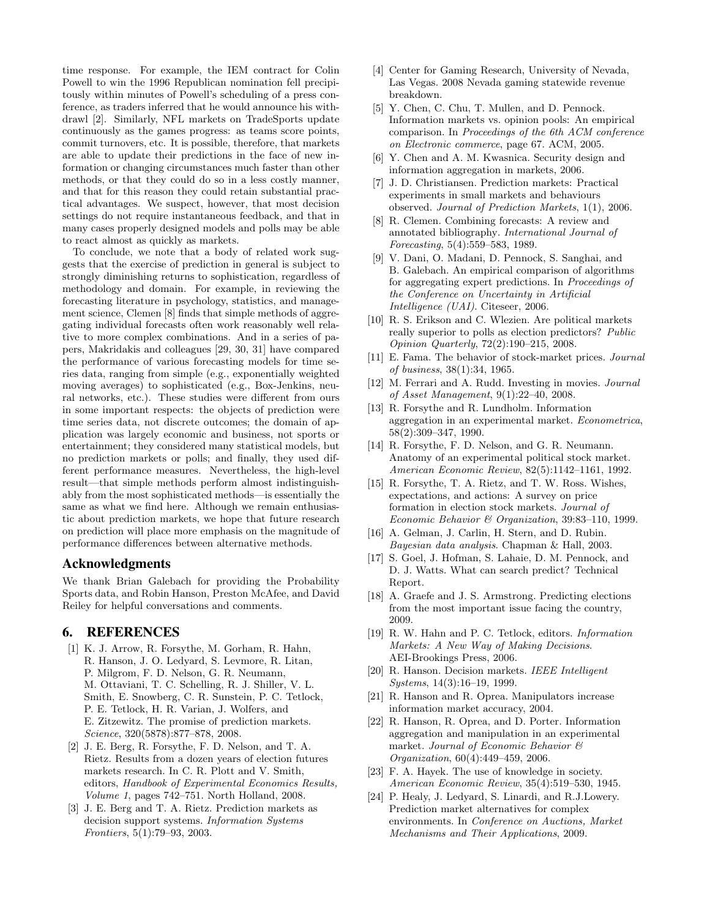time response. For example, the IEM contract for Colin Powell to win the 1996 Republican nomination fell precipitously within minutes of Powell's scheduling of a press conference, as traders inferred that he would announce his withdrawl [2]. Similarly, NFL markets on TradeSports update continuously as the games progress: as teams score points, commit turnovers, etc. It is possible, therefore, that markets are able to update their predictions in the face of new information or changing circumstances much faster than other methods, or that they could do so in a less costly manner, and that for this reason they could retain substantial practical advantages. We suspect, however, that most decision settings do not require instantaneous feedback, and that in many cases properly designed models and polls may be able to react almost as quickly as markets.

To conclude, we note that a body of related work suggests that the exercise of prediction in general is subject to strongly diminishing returns to sophistication, regardless of methodology and domain. For example, in reviewing the forecasting literature in psychology, statistics, and management science, Clemen [8] finds that simple methods of aggregating individual forecasts often work reasonably well relative to more complex combinations. And in a series of papers, Makridakis and colleagues [29, 30, 31] have compared the performance of various forecasting models for time series data, ranging from simple (e.g., exponentially weighted moving averages) to sophisticated (e.g., Box-Jenkins, neural networks, etc.). These studies were different from ours in some important respects: the objects of prediction were time series data, not discrete outcomes; the domain of application was largely economic and business, not sports or entertainment; they considered many statistical models, but no prediction markets or polls; and finally, they used different performance measures. Nevertheless, the high-level result—that simple methods perform almost indistinguishably from the most sophisticated methods—is essentially the same as what we find here. Although we remain enthusiastic about prediction markets, we hope that future research on prediction will place more emphasis on the magnitude of performance differences between alternative methods.

## Acknowledgments

We thank Brian Galebach for providing the Probability Sports data, and Robin Hanson, Preston McAfee, and David Reiley for helpful conversations and comments.

## 6. REFERENCES

[1] K. J. Arrow, R. Forsythe, M. Gorham, R. Hahn, R. Hanson, J. O. Ledyard, S. Levmore, R. Litan, P. Milgrom, F. D. Nelson, G. R. Neumann, M. Ottaviani, T. C. Schelling, R. J. Shiller, V. L. Smith, E. Snowberg, C. R. Sunstein, P. C. Tetlock, P. E. Tetlock, H. R. Varian, J. Wolfers, and E. Zitzewitz. The promise of prediction markets. *Science*, 320(5878):877–878, 2008.

[2] J. E. Berg, R. Forsythe, F. D. Nelson, and T. A. Rietz. Results from a dozen years of election futures markets research. In C. R. Plott and V. Smith, editors, *Handbook of Experimental Economics Results, Volume 1*, pages 742–751. North Holland, 2008.

[3] J. E. Berg and T. A. Rietz. Prediction markets as decision support systems. *Information Systems Frontiers*, 5(1):79–93, 2003.

[4] Center for Gaming Research, University of Nevada, Las Vegas. 2008 Nevada gaming statewide revenue breakdown.

[5] Y. Chen, C. Chu, T. Mullen, and D. Pennock. Information markets vs. opinion pools: An empirical comparison. In *Proceedings of the 6th ACM conference on Electronic commerce*, page 67. ACM, 2005.

[6] Y. Chen and A. M. Kwasnica. Security design and information aggregation in markets, 2006.

[7] J. D. Christiansen. Prediction markets: Practical experiments in small markets and behaviours observed. *Journal of Prediction Markets*, 1(1), 2006.

[8] R. Clemen. Combining forecasts: A review and annotated bibliography. *International Journal of Forecasting*, 5(4):559–583, 1989.

[9] V. Dani, O. Madani, D. Pennock, S. Sanghai, and B. Galebach. An empirical comparison of algorithms for aggregating expert predictions. In *Proceedings of the Conference on Uncertainty in Artificial Intelligence (UAI)*. Citeseer, 2006.

[10] R. S. Erikson and C. Wlezien. Are political markets really superior to polls as election predictors? *Public Opinion Quarterly*, 72(2):190–215, 2008.

[11] E. Fama. The behavior of stock-market prices. *Journal of business*, 38(1):34, 1965.

[12] M. Ferrari and A. Rudd. Investing in movies. *Journal of Asset Management*, 9(1):22–40, 2008.

[13] R. Forsythe and R. Lundholm. Information aggregation in an experimental market. *Econometrica*, 58(2):309–347, 1990.

[14] R. Forsythe, F. D. Nelson, and G. R. Neumann. Anatomy of an experimental political stock market. *American Economic Review*, 82(5):1142–1161, 1992.

[15] R. Forsythe, T. A. Rietz, and T. W. Ross. Wishes, expectations, and actions: A survey on price formation in election stock markets. *Journal of Economic Behavior & Organization*, 39:83–110, 1999.

[16] A. Gelman, J. Carlin, H. Stern, and D. Rubin. *Bayesian data analysis*. Chapman & Hall, 2003.

[17] S. Goel, J. Hofman, S. Lahaie, D. M. Pennock, and D. J. Watts. What can search predict? Technical Report.

[18] A. Graefe and J. S. Armstrong. Predicting elections from the most important issue facing the country, 2009.

[19] R. W. Hahn and P. C. Tetlock, editors. *Information Markets: A New Way of Making Decisions*. AEI-Brookings Press, 2006.

[20] R. Hanson. Decision markets. *IEEE Intelligent Systems*, 14(3):16–19, 1999.

[21] R. Hanson and R. Oprea. Manipulators increase information market accuracy, 2004.

[22] R. Hanson, R. Oprea, and D. Porter. Information aggregation and manipulation in an experimental market. *Journal of Economic Behavior & Organization*, 60(4):449–459, 2006.

[23] F. A. Hayek. The use of knowledge in society. *American Economic Review*, 35(4):519–530, 1945.

[24] P. Healy, J. Ledyard, S. Linardi, and R.J.Lowery. Prediction market alternatives for complex environments. In *Conference on Auctions, Market Mechanisms and Their Applications*, 2009.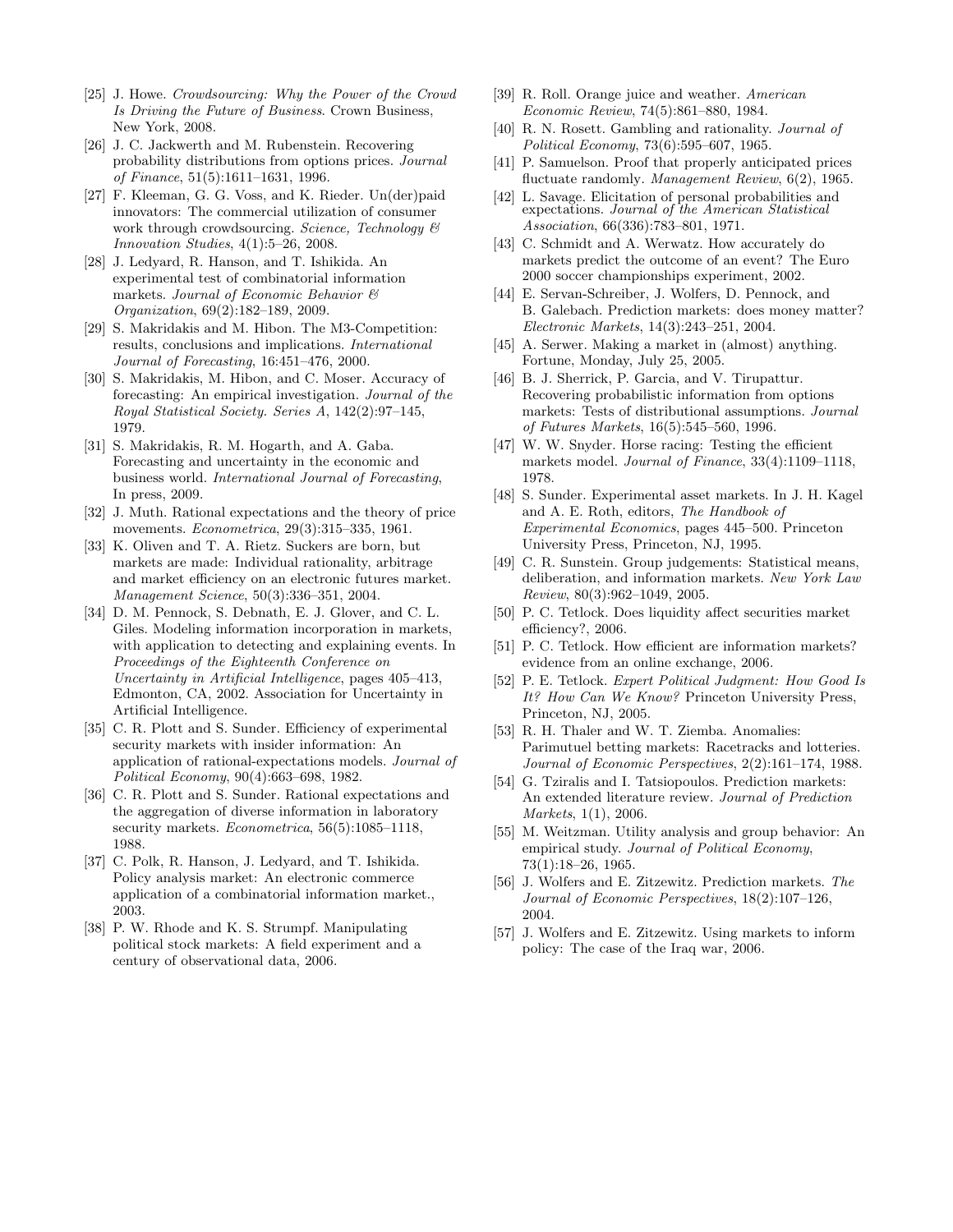[25] J. Howe. *Crowdsourcing: Why the Power of the Crowd Is Driving the Future of Business*. Crown Business, New York, 2008.

[26] J. C. Jackwerth and M. Rubenstein. Recovering probability distributions from options prices. *Journal of Finance*, 51(5):1611–1631, 1996.

[27] F. Kleeman, G. G. Voss, and K. Rieder. Un(der)paid innovators: The commercial utilization of consumer work through crowdsourcing. *Science, Technology & Innovation Studies*, 4(1):5–26, 2008.

[28] J. Ledyard, R. Hanson, and T. Ishikida. An experimental test of combinatorial information markets. *Journal of Economic Behavior & Organization*, 69(2):182–189, 2009.

[29] S. Makridakis and M. Hibon. The M3-Competition: results, conclusions and implications. *International Journal of Forecasting*, 16:451–476, 2000.

[30] S. Makridakis, M. Hibon, and C. Moser. Accuracy of forecasting: An empirical investigation. *Journal of the Royal Statistical Society. Series A*, 142(2):97–145, 1979.

[31] S. Makridakis, R. M. Hogarth, and A. Gaba. Forecasting and uncertainty in the economic and business world. *International Journal of Forecasting*, In press, 2009.

[32] J. Muth. Rational expectations and the theory of price movements. *Econometrica*, 29(3):315–335, 1961.

[33] K. Oliven and T. A. Rietz. Suckers are born, but markets are made: Individual rationality, arbitrage and market efficiency on an electronic futures market. *Management Science*, 50(3):336–351, 2004.

[34] D. M. Pennock, S. Debnath, E. J. Glover, and C. L. Giles. Modeling information incorporation in markets, with application to detecting and explaining events. In *Proceedings of the Eighteenth Conference on Uncertainty in Artificial Intelligence*, pages 405–413, Edmonton, CA, 2002. Association for Uncertainty in Artificial Intelligence.

[35] C. R. Plott and S. Sunder. Efficiency of experimental security markets with insider information: An application of rational-expectations models. *Journal of Political Economy*, 90(4):663–698, 1982.

[36] C. R. Plott and S. Sunder. Rational expectations and the aggregation of diverse information in laboratory security markets. *Econometrica*, 56(5):1085–1118, 1988.

[37] C. Polk, R. Hanson, J. Ledyard, and T. Ishikida. Policy analysis market: An electronic commerce application of a combinatorial information market., 2003.

[38] P. W. Rhode and K. S. Strumpf. Manipulating political stock markets: A field experiment and a century of observational data, 2006.

[39] R. Roll. Orange juice and weather. *American Economic Review*, 74(5):861–880, 1984.

[40] R. N. Rosett. Gambling and rationality. *Journal of Political Economy*, 73(6):595–607, 1965.

[41] P. Samuelson. Proof that properly anticipated prices fluctuate randomly. *Management Review*, 6(2), 1965.

[42] L. Savage. Elicitation of personal probabilities and expectations. *Journal of the American Statistical Association*, 66(336):783–801, 1971.

[43] C. Schmidt and A. Werwatz. How accurately do markets predict the outcome of an event? The Euro 2000 soccer championships experiment, 2002.

[44] E. Servan-Schreiber, J. Wolfers, D. Pennock, and B. Galebach. Prediction markets: does money matter? *Electronic Markets*, 14(3):243–251, 2004.

[45] A. Serwer. Making a market in (almost) anything. Fortune, Monday, July 25, 2005.

[46] B. J. Sherrick, P. Garcia, and V. Tirupattur. Recovering probabilistic information from options markets: Tests of distributional assumptions. *Journal of Futures Markets*, 16(5):545–560, 1996.

[47] W. W. Snyder. Horse racing: Testing the efficient markets model. *Journal of Finance*, 33(4):1109–1118, 1978.

[48] S. Sunder. Experimental asset markets. In J. H. Kagel and A. E. Roth, editors, *The Handbook of Experimental Economics*, pages 445–500. Princeton University Press, Princeton, NJ, 1995.

[49] C. R. Sunstein. Group judgements: Statistical means, deliberation, and information markets. *New York Law Review*, 80(3):962–1049, 2005.

[50] P. C. Tetlock. Does liquidity affect securities market efficiency?, 2006.

[51] P. C. Tetlock. How efficient are information markets? evidence from an online exchange, 2006.

[52] P. E. Tetlock. *Expert Political Judgment: How Good Is It? How Can We Know?* Princeton University Press, Princeton, NJ, 2005.

[53] R. H. Thaler and W. T. Ziemba. Anomalies: Parimutuel betting markets: Racetracks and lotteries. *Journal of Economic Perspectives*, 2(2):161–174, 1988.

[54] G. Tziralis and I. Tatsiopoulos. Prediction markets: An extended literature review. *Journal of Prediction Markets*, 1(1), 2006.

[55] M. Weitzman. Utility analysis and group behavior: An empirical study. *Journal of Political Economy*, 73(1):18–26, 1965.

[56] J. Wolfers and E. Zitzewitz. Prediction markets. *The Journal of Economic Perspectives*, 18(2):107–126, 2004.

[57] J. Wolfers and E. Zitzewitz. Using markets to inform policy: The case of the Iraq war, 2006.